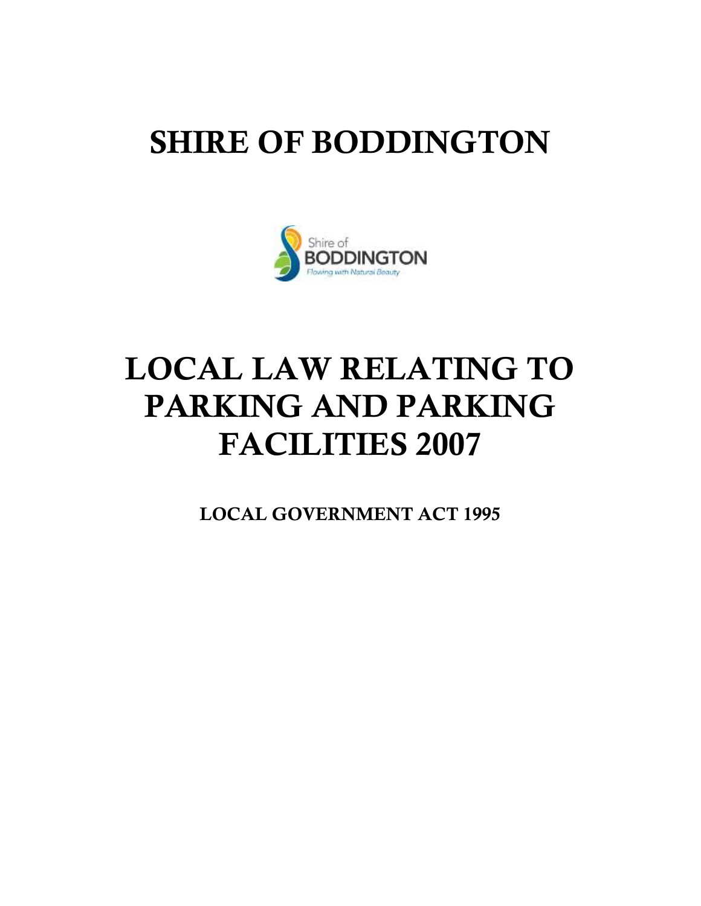# SHIRE OF BODDINGTON

# LOCAL LAW RELATING TO PARKING AND PARKING FACILITIES 2007

**LOCAL GOVERNMENT ACT 1995**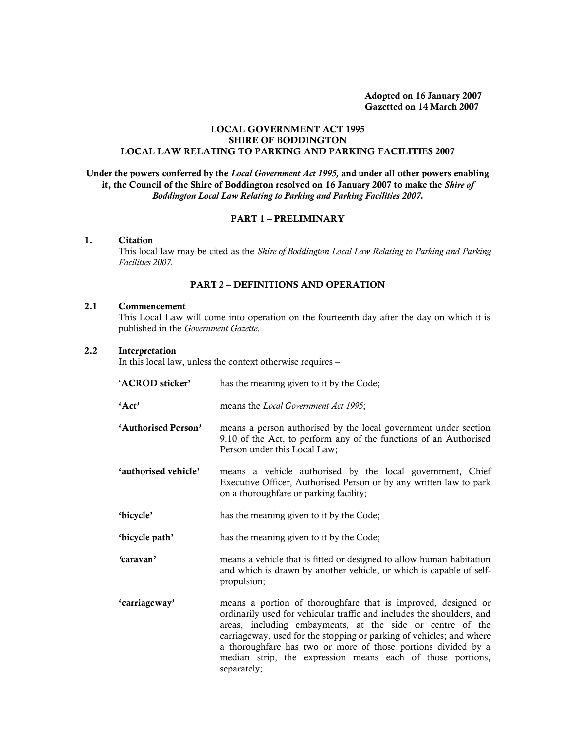**Adopted on 16 January 2007**
**Gazetted on 14 March 2007**

**LOCAL GOVERNMENT ACT 1995**
**SHIRE OF BODDINGTON**
**LOCAL LAW RELATING TO PARKING AND PARKING FACILITIES 2007**

**Under the powers conferred by the *Local Government Act 1995,* and under all other powers enabling it, the Council of the Shire of Boddington resolved on 16 January 2007 to make the *Shire of Boddington Local Law Relating to Parking and Parking Facilities 2007.***

## PART 1 – PRELIMINARY

### 1. Citation

This local law may be cited as the *Shire of Boddington Local Law Relating to Parking and Parking Facilities 2007.*

## PART 2 – DEFINITIONS AND OPERATION

### 2.1 Commencement

This Local Law will come into operation on the fourteenth day after the day on which it is published in the *Government Gazette*.

### 2.2 Interpretation

In this local law, unless the context otherwise requires –

'**ACROD sticker**' has the meaning given to it by the Code;

**'Act'** means the *Local Government Act 1995*;

**'Authorised Person'** means a person authorised by the local government under section 9.10 of the Act, to perform any of the functions of an Authorised Person under this Local Law;

**'authorised vehicle'** means a vehicle authorised by the local government, Chief Executive Officer, Authorised Person or by any written law to park on a thoroughfare or parking facility;

**'bicycle'** has the meaning given to it by the Code;

**'bicycle path'** has the meaning given to it by the Code;

**'caravan'** means a vehicle that is fitted or designed to allow human habitation and which is drawn by another vehicle, or which is capable of self-propulsion;

**'carriageway'** means a portion of thoroughfare that is improved, designed or ordinarily used for vehicular traffic and includes the shoulders, and areas, including embayments, at the side or centre of the carriageway, used for the stopping or parking of vehicles; and where a thoroughfare has two or more of those portions divided by a median strip, the expression means each of those portions, separately;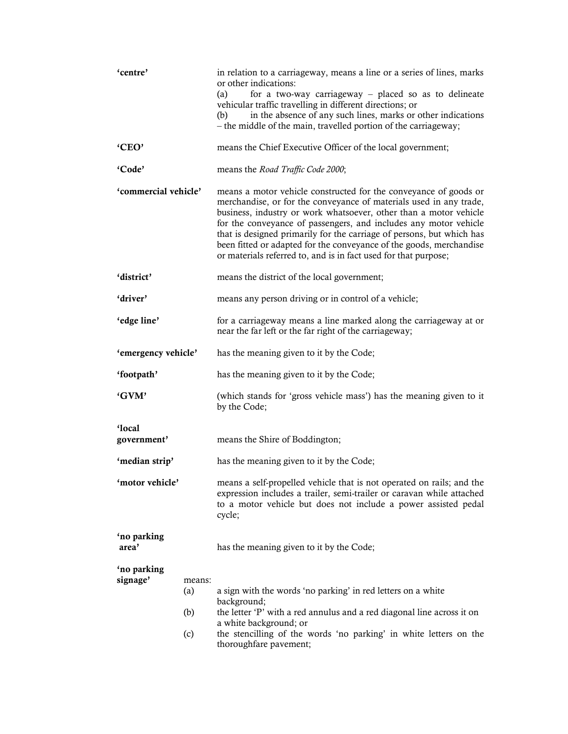**'centre'** in relation to a carriageway, means a line or a series of lines, marks or other indications:

(a) for a two-way carriageway – placed so as to delineate vehicular traffic travelling in different directions; or

(b) in the absence of any such lines, marks or other indications – the middle of the main, travelled portion of the carriageway;

**'CEO'** means the Chief Executive Officer of the local government;

**'Code'** means the *Road Traffic Code 2000*;

**'commercial vehicle'** means a motor vehicle constructed for the conveyance of goods or merchandise, or for the conveyance of materials used in any trade, business, industry or work whatsoever, other than a motor vehicle for the conveyance of passengers, and includes any motor vehicle that is designed primarily for the carriage of persons, but which has been fitted or adapted for the conveyance of the goods, merchandise or materials referred to, and is in fact used for that purpose;

**'district'** means the district of the local government;

**'driver'** means any person driving or in control of a vehicle;

**'edge line'** for a carriageway means a line marked along the carriageway at or near the far left or the far right of the carriageway;

**'emergency vehicle'** has the meaning given to it by the Code;

**'footpath'** has the meaning given to it by the Code;

**'GVM'** (which stands for 'gross vehicle mass') has the meaning given to it by the Code;

**'local government'** means the Shire of Boddington;

**'median strip'** has the meaning given to it by the Code;

**'motor vehicle'** means a self-propelled vehicle that is not operated on rails; and the expression includes a trailer, semi-trailer or caravan while attached to a motor vehicle but does not include a power assisted pedal cycle;

**'no parking area'** has the meaning given to it by the Code;

**'no parking signage'** means:

(a) a sign with the words 'no parking' in red letters on a white background;

(b) the letter 'P' with a red annulus and a red diagonal line across it on a white background; or

(c) the stencilling of the words 'no parking' in white letters on the thoroughfare pavement;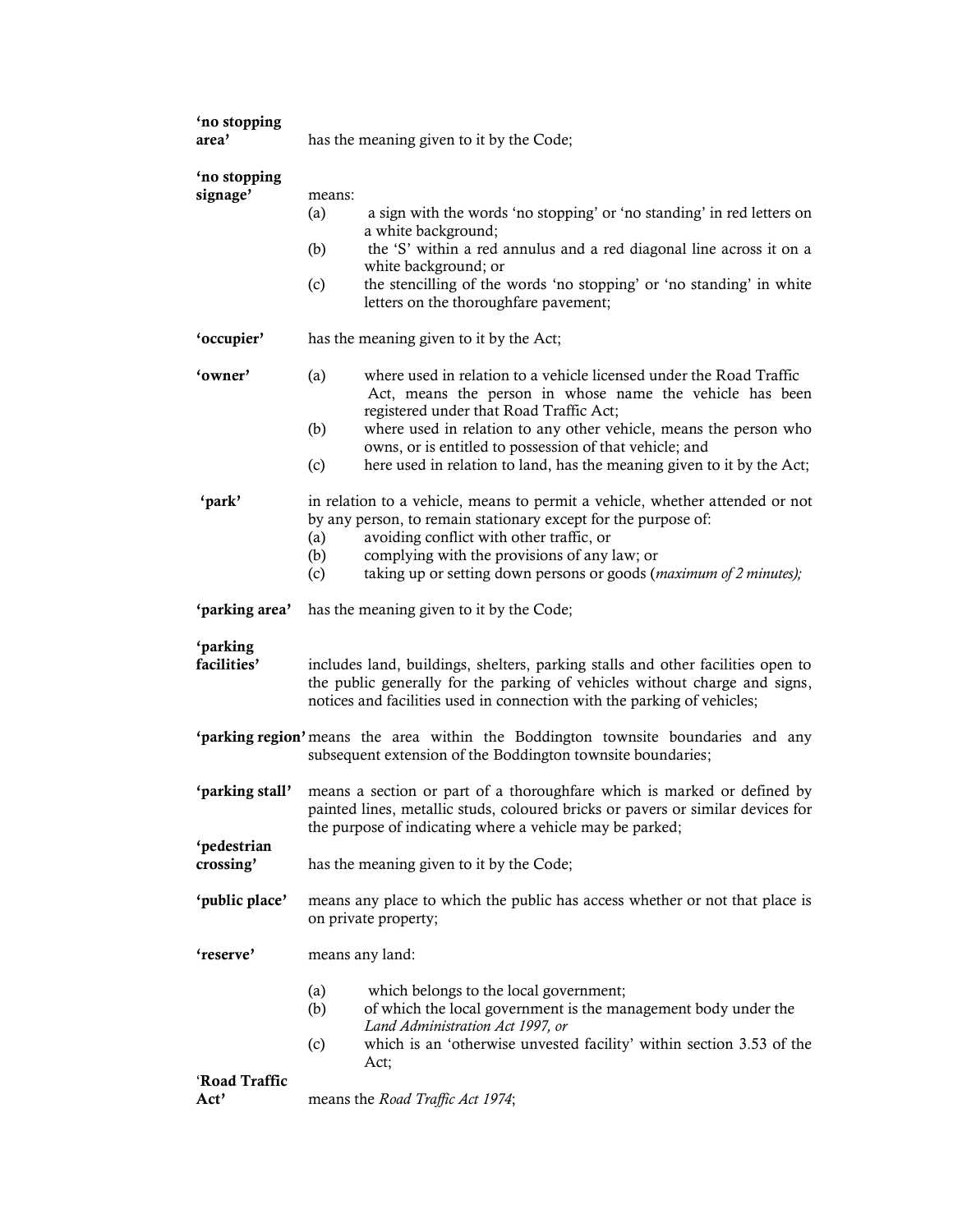**'no stopping area'** has the meaning given to it by the Code;

**'no stopping signage'** means:

(a) a sign with the words 'no stopping' or 'no standing' in red letters on a white background;

(b) the 'S' within a red annulus and a red diagonal line across it on a white background; or

(c) the stencilling of the words 'no stopping' or 'no standing' in white letters on the thoroughfare pavement;

**'occupier'** has the meaning given to it by the Act;

**'owner'**

(a) where used in relation to a vehicle licensed under the Road Traffic Act, means the person in whose name the vehicle has been registered under that Road Traffic Act;

(b) where used in relation to any other vehicle, means the person who owns, or is entitled to possession of that vehicle; and

(c) here used in relation to land, has the meaning given to it by the Act;

**'park'** in relation to a vehicle, means to permit a vehicle, whether attended or not by any person, to remain stationary except for the purpose of:

(a) avoiding conflict with other traffic, or

(b) complying with the provisions of any law; or

(c) taking up or setting down persons or goods (*maximum of 2 minutes);*

**'parking area'** has the meaning given to it by the Code;

**'parking facilities'** includes land, buildings, shelters, parking stalls and other facilities open to the public generally for the parking of vehicles without charge and signs, notices and facilities used in connection with the parking of vehicles;

**'parking region'** means the area within the Boddington townsite boundaries and any subsequent extension of the Boddington townsite boundaries;

**'parking stall'** means a section or part of a thoroughfare which is marked or defined by painted lines, metallic studs, coloured bricks or pavers or similar devices for the purpose of indicating where a vehicle may be parked;

**'pedestrian crossing'** has the meaning given to it by the Code;

**'public place'** means any place to which the public has access whether or not that place is on private property;

**'reserve'** means any land:

(a) which belongs to the local government;

(b) of which the local government is the management body under the *Land Administration Act 1997, or*

(c) which is an 'otherwise unvested facility' within section 3.53 of the Act;

**'Road Traffic Act'** means the *Road Traffic Act 1974*;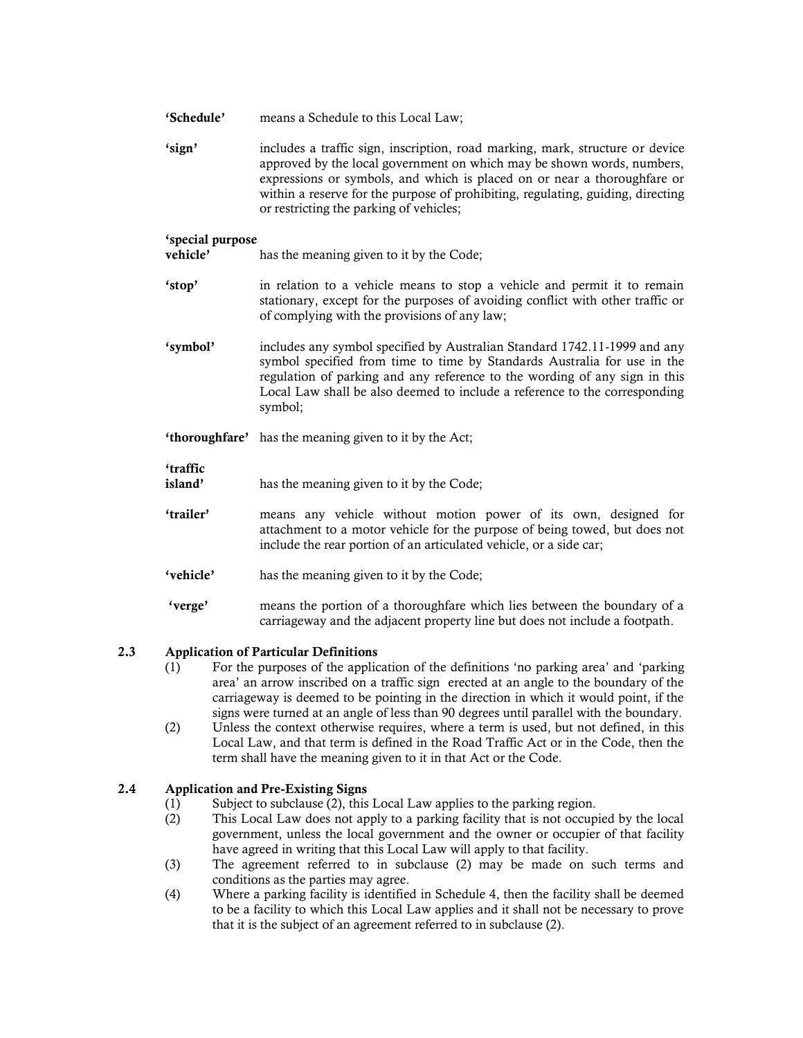**'Schedule'** means a Schedule to this Local Law;

**'sign'** includes a traffic sign, inscription, road marking, mark, structure or device approved by the local government on which may be shown words, numbers, expressions or symbols, and which is placed on or near a thoroughfare or within a reserve for the purpose of prohibiting, regulating, guiding, directing or restricting the parking of vehicles;

**'special purpose vehicle'** has the meaning given to it by the Code;

**'stop'** in relation to a vehicle means to stop a vehicle and permit it to remain stationary, except for the purposes of avoiding conflict with other traffic or of complying with the provisions of any law;

**'symbol'** includes any symbol specified by Australian Standard 1742.11-1999 and any symbol specified from time to time by Standards Australia for use in the regulation of parking and any reference to the wording of any sign in this Local Law shall be also deemed to include a reference to the corresponding symbol;

**'thoroughfare'** has the meaning given to it by the Act;

**'traffic island'** has the meaning given to it by the Code;

**'trailer'** means any vehicle without motion power of its own, designed for attachment to a motor vehicle for the purpose of being towed, but does not include the rear portion of an articulated vehicle, or a side car;

**'vehicle'** has the meaning given to it by the Code;

**'verge'** means the portion of a thoroughfare which lies between the boundary of a carriageway and the adjacent property line but does not include a footpath.

### 2.3 Application of Particular Definitions

(1) For the purposes of the application of the definitions 'no parking area' and 'parking area' an arrow inscribed on a traffic sign erected at an angle to the boundary of the carriageway is deemed to be pointing in the direction in which it would point, if the signs were turned at an angle of less than 90 degrees until parallel with the boundary.

(2) Unless the context otherwise requires, where a term is used, but not defined, in this Local Law, and that term is defined in the Road Traffic Act or in the Code, then the term shall have the meaning given to it in that Act or the Code.

### 2.4 Application and Pre-Existing Signs

(1) Subject to subclause (2), this Local Law applies to the parking region.

(2) This Local Law does not apply to a parking facility that is not occupied by the local government, unless the local government and the owner or occupier of that facility have agreed in writing that this Local Law will apply to that facility.

(3) The agreement referred to in subclause (2) may be made on such terms and conditions as the parties may agree.

(4) Where a parking facility is identified in Schedule 4, then the facility shall be deemed to be a facility to which this Local Law applies and it shall not be necessary to prove that it is the subject of an agreement referred to in subclause (2).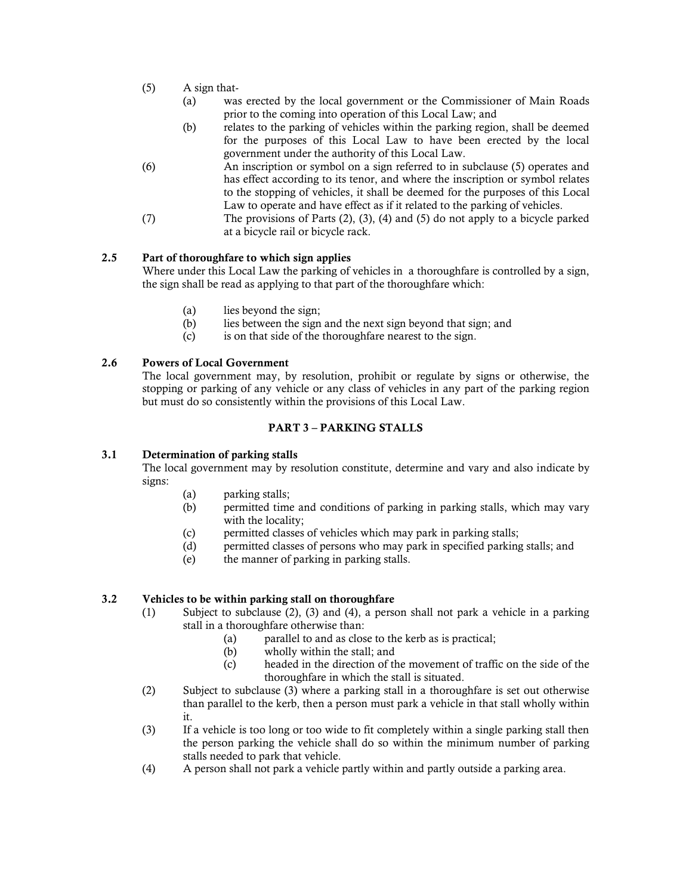(5) A sign that-

   (a) was erected by the local government or the Commissioner of Main Roads prior to the coming into operation of this Local Law; and

   (b) relates to the parking of vehicles within the parking region, shall be deemed for the purposes of this Local Law to have been erected by the local government under the authority of this Local Law.

(6) An inscription or symbol on a sign referred to in subclause (5) operates and has effect according to its tenor, and where the inscription or symbol relates to the stopping of vehicles, it shall be deemed for the purposes of this Local Law to operate and have effect as if it related to the parking of vehicles.

(7) The provisions of Parts (2), (3), (4) and (5) do not apply to a bicycle parked at a bicycle rail or bicycle rack.

**2.5 Part of thoroughfare to which sign applies**

Where under this Local Law the parking of vehicles in a thoroughfare is controlled by a sign, the sign shall be read as applying to that part of the thoroughfare which:

(a) lies beyond the sign;

(b) lies between the sign and the next sign beyond that sign; and

(c) is on that side of the thoroughfare nearest to the sign.

**2.6 Powers of Local Government**

The local government may, by resolution, prohibit or regulate by signs or otherwise, the stopping or parking of any vehicle or any class of vehicles in any part of the parking region but must do so consistently within the provisions of this Local Law.

## PART 3 – PARKING STALLS

**3.1 Determination of parking stalls**

The local government may by resolution constitute, determine and vary and also indicate by signs:

(a) parking stalls;

(b) permitted time and conditions of parking in parking stalls, which may vary with the locality;

(c) permitted classes of vehicles which may park in parking stalls;

(d) permitted classes of persons who may park in specified parking stalls; and

(e) the manner of parking in parking stalls.

**3.2 Vehicles to be within parking stall on thoroughfare**

(1) Subject to subclause (2), (3) and (4), a person shall not park a vehicle in a parking stall in a thoroughfare otherwise than:

   (a) parallel to and as close to the kerb as is practical;

   (b) wholly within the stall; and

   (c) headed in the direction of the movement of traffic on the side of the thoroughfare in which the stall is situated.

(2) Subject to subclause (3) where a parking stall in a thoroughfare is set out otherwise than parallel to the kerb, then a person must park a vehicle in that stall wholly within it.

(3) If a vehicle is too long or too wide to fit completely within a single parking stall then the person parking the vehicle shall do so within the minimum number of parking stalls needed to park that vehicle.

(4) A person shall not park a vehicle partly within and partly outside a parking area.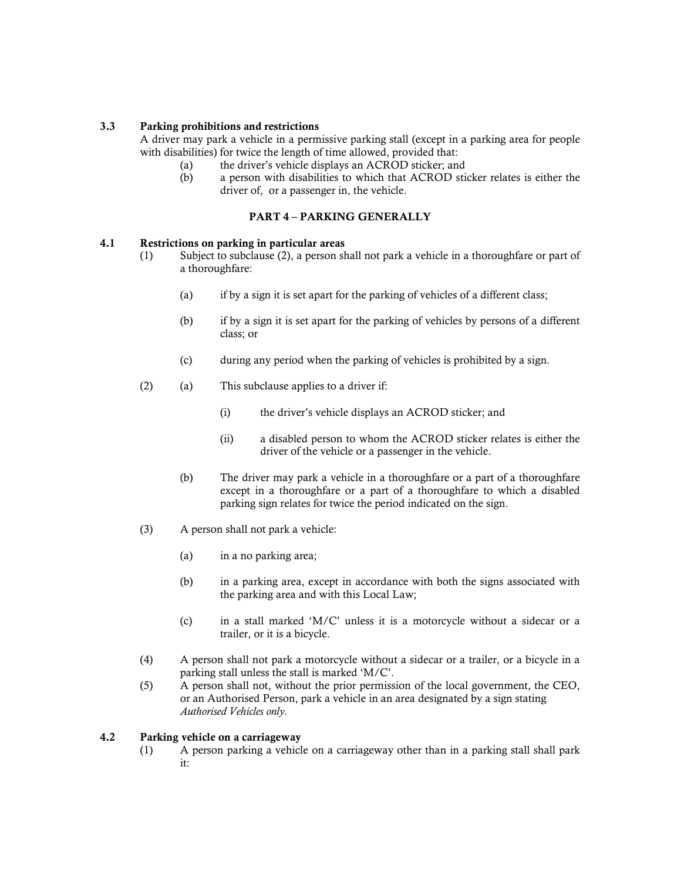### 3.3 Parking prohibitions and restrictions

A driver may park a vehicle in a permissive parking stall (except in a parking area for people with disabilities) for twice the length of time allowed, provided that:

(a) the driver's vehicle displays an ACROD sticker; and

(b) a person with disabilities to which that ACROD sticker relates is either the driver of, or a passenger in, the vehicle.

## PART 4 – PARKING GENERALLY

### 4.1 Restrictions on parking in particular areas

(1) Subject to subclause (2), a person shall not park a vehicle in a thoroughfare or part of a thoroughfare:

(a) if by a sign it is set apart for the parking of vehicles of a different class;

(b) if by a sign it is set apart for the parking of vehicles by persons of a different class; or

(c) during any period when the parking of vehicles is prohibited by a sign.

(2) (a) This subclause applies to a driver if:

(i) the driver's vehicle displays an ACROD sticker; and

(ii) a disabled person to whom the ACROD sticker relates is either the driver of the vehicle or a passenger in the vehicle.

(b) The driver may park a vehicle in a thoroughfare or a part of a thoroughfare except in a thoroughfare or a part of a thoroughfare to which a disabled parking sign relates for twice the period indicated on the sign.

(3) A person shall not park a vehicle:

(a) in a no parking area;

(b) in a parking area, except in accordance with both the signs associated with the parking area and with this Local Law;

(c) in a stall marked 'M/C' unless it is a motorcycle without a sidecar or a trailer, or it is a bicycle.

(4) A person shall not park a motorcycle without a sidecar or a trailer, or a bicycle in a parking stall unless the stall is marked 'M/C'.

(5) A person shall not, without the prior permission of the local government, the CEO, or an Authorised Person, park a vehicle in an area designated by a sign stating *Authorised Vehicles only.*

### 4.2 Parking vehicle on a carriageway

(1) A person parking a vehicle on a carriageway other than in a parking stall shall park it: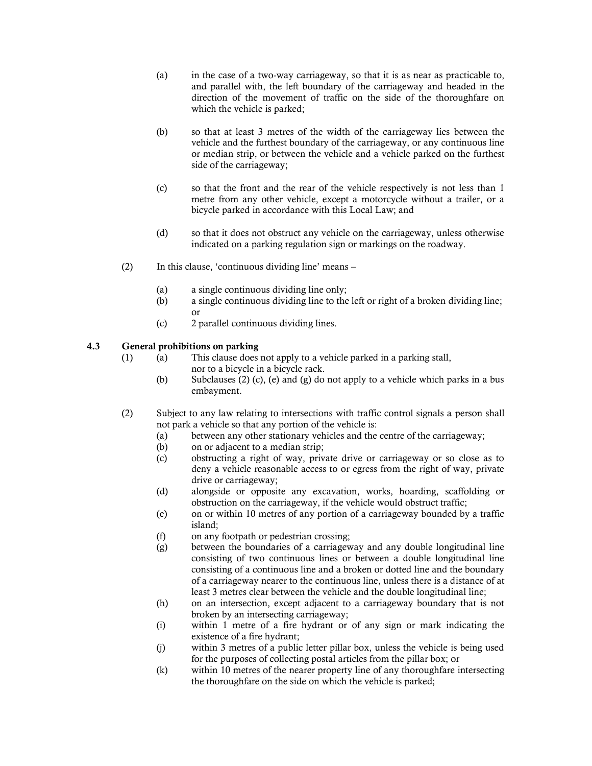(a) in the case of a two-way carriageway, so that it is as near as practicable to, and parallel with, the left boundary of the carriageway and headed in the direction of the movement of traffic on the side of the thoroughfare on which the vehicle is parked;

(b) so that at least 3 metres of the width of the carriageway lies between the vehicle and the furthest boundary of the carriageway, or any continuous line or median strip, or between the vehicle and a vehicle parked on the furthest side of the carriageway;

(c) so that the front and the rear of the vehicle respectively is not less than 1 metre from any other vehicle, except a motorcycle without a trailer, or a bicycle parked in accordance with this Local Law; and

(d) so that it does not obstruct any vehicle on the carriageway, unless otherwise indicated on a parking regulation sign or markings on the roadway.

(2) In this clause, 'continuous dividing line' means –

(a) a single continuous dividing line only;
(b) a single continuous dividing line to the left or right of a broken dividing line; or
(c) 2 parallel continuous dividing lines.

**4.3 General prohibitions on parking**

(1) (a) This clause does not apply to a vehicle parked in a parking stall, nor to a bicycle in a bicycle rack.
(b) Subclauses (2) (c), (e) and (g) do not apply to a vehicle which parks in a bus embayment.

(2) Subject to any law relating to intersections with traffic control signals a person shall not park a vehicle so that any portion of the vehicle is:
(a) between any other stationary vehicles and the centre of the carriageway;
(b) on or adjacent to a median strip;
(c) obstructing a right of way, private drive or carriageway or so close as to deny a vehicle reasonable access to or egress from the right of way, private drive or carriageway;
(d) alongside or opposite any excavation, works, hoarding, scaffolding or obstruction on the carriageway, if the vehicle would obstruct traffic;
(e) on or within 10 metres of any portion of a carriageway bounded by a traffic island;
(f) on any footpath or pedestrian crossing;
(g) between the boundaries of a carriageway and any double longitudinal line consisting of two continuous lines or between a double longitudinal line consisting of a continuous line and a broken or dotted line and the boundary of a carriageway nearer to the continuous line, unless there is a distance of at least 3 metres clear between the vehicle and the double longitudinal line;
(h) on an intersection, except adjacent to a carriageway boundary that is not broken by an intersecting carriageway;
(i) within 1 metre of a fire hydrant or of any sign or mark indicating the existence of a fire hydrant;
(j) within 3 metres of a public letter pillar box, unless the vehicle is being used for the purposes of collecting postal articles from the pillar box; or
(k) within 10 metres of the nearer property line of any thoroughfare intersecting the thoroughfare on the side on which the vehicle is parked;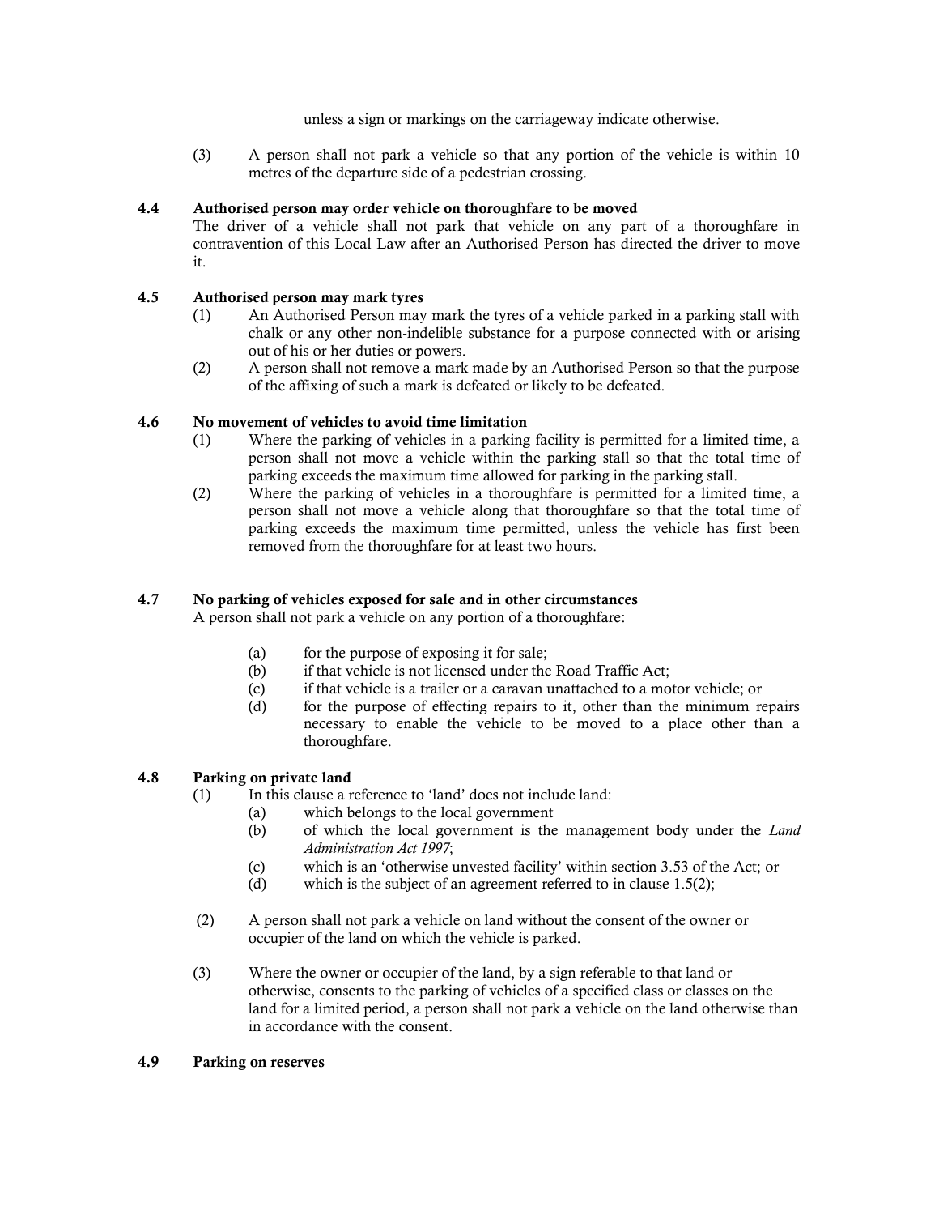unless a sign or markings on the carriageway indicate otherwise.

(3) A person shall not park a vehicle so that any portion of the vehicle is within 10 metres of the departure side of a pedestrian crossing.

### 4.4 Authorised person may order vehicle on thoroughfare to be moved

The driver of a vehicle shall not park that vehicle on any part of a thoroughfare in contravention of this Local Law after an Authorised Person has directed the driver to move it.

### 4.5 Authorised person may mark tyres

(1) An Authorised Person may mark the tyres of a vehicle parked in a parking stall with chalk or any other non-indelible substance for a purpose connected with or arising out of his or her duties or powers.

(2) A person shall not remove a mark made by an Authorised Person so that the purpose of the affixing of such a mark is defeated or likely to be defeated.

### 4.6 No movement of vehicles to avoid time limitation

(1) Where the parking of vehicles in a parking facility is permitted for a limited time, a person shall not move a vehicle within the parking stall so that the total time of parking exceeds the maximum time allowed for parking in the parking stall.

(2) Where the parking of vehicles in a thoroughfare is permitted for a limited time, a person shall not move a vehicle along that thoroughfare so that the total time of parking exceeds the maximum time permitted, unless the vehicle has first been removed from the thoroughfare for at least two hours.

### 4.7 No parking of vehicles exposed for sale and in other circumstances

A person shall not park a vehicle on any portion of a thoroughfare:

(a) for the purpose of exposing it for sale;
(b) if that vehicle is not licensed under the Road Traffic Act;
(c) if that vehicle is a trailer or a caravan unattached to a motor vehicle; or
(d) for the purpose of effecting repairs to it, other than the minimum repairs necessary to enable the vehicle to be moved to a place other than a thoroughfare.

### 4.8 Parking on private land

(1) In this clause a reference to 'land' does not include land:
  (a) which belongs to the local government
  (b) of which the local government is the management body under the *Land Administration Act 1997*;
  (c) which is an 'otherwise unvested facility' within section 3.53 of the Act; or
  (d) which is the subject of an agreement referred to in clause 1.5(2);

(2) A person shall not park a vehicle on land without the consent of the owner or occupier of the land on which the vehicle is parked.

(3) Where the owner or occupier of the land, by a sign referable to that land or otherwise, consents to the parking of vehicles of a specified class or classes on the land for a limited period, a person shall not park a vehicle on the land otherwise than in accordance with the consent.

### 4.9 Parking on reserves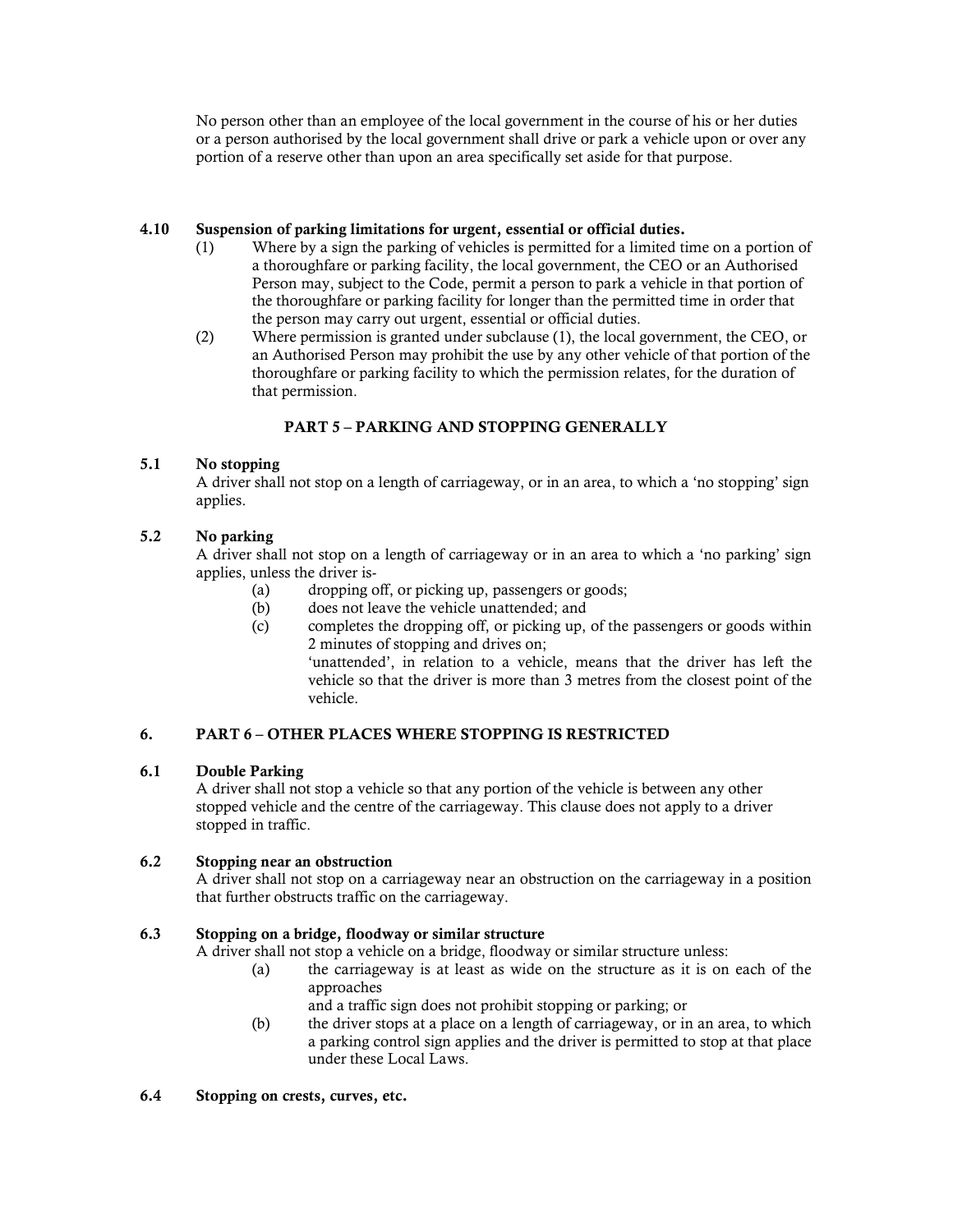No person other than an employee of the local government in the course of his or her duties or a person authorised by the local government shall drive or park a vehicle upon or over any portion of a reserve other than upon an area specifically set aside for that purpose.

**4.10 Suspension of parking limitations for urgent, essential or official duties.**

(1) Where by a sign the parking of vehicles is permitted for a limited time on a portion of a thoroughfare or parking facility, the local government, the CEO or an Authorised Person may, subject to the Code, permit a person to park a vehicle in that portion of the thoroughfare or parking facility for longer than the permitted time in order that the person may carry out urgent, essential or official duties.

(2) Where permission is granted under subclause (1), the local government, the CEO, or an Authorised Person may prohibit the use by any other vehicle of that portion of the thoroughfare or parking facility to which the permission relates, for the duration of that permission.

## PART 5 – PARKING AND STOPPING GENERALLY

**5.1 No stopping**

A driver shall not stop on a length of carriageway, or in an area, to which a 'no stopping' sign applies.

**5.2 No parking**

A driver shall not stop on a length of carriageway or in an area to which a 'no parking' sign applies, unless the driver is-

(a) dropping off, or picking up, passengers or goods;

(b) does not leave the vehicle unattended; and

(c) completes the dropping off, or picking up, of the passengers or goods within 2 minutes of stopping and drives on;

'unattended', in relation to a vehicle, means that the driver has left the vehicle so that the driver is more than 3 metres from the closest point of the vehicle.

## 6. PART 6 – OTHER PLACES WHERE STOPPING IS RESTRICTED

**6.1 Double Parking**

A driver shall not stop a vehicle so that any portion of the vehicle is between any other stopped vehicle and the centre of the carriageway. This clause does not apply to a driver stopped in traffic.

**6.2 Stopping near an obstruction**

A driver shall not stop on a carriageway near an obstruction on the carriageway in a position that further obstructs traffic on the carriageway.

**6.3 Stopping on a bridge, floodway or similar structure**

A driver shall not stop a vehicle on a bridge, floodway or similar structure unless:

(a) the carriageway is at least as wide on the structure as it is on each of the approaches

and a traffic sign does not prohibit stopping or parking; or

(b) the driver stops at a place on a length of carriageway, or in an area, to which a parking control sign applies and the driver is permitted to stop at that place under these Local Laws.

**6.4 Stopping on crests, curves, etc.**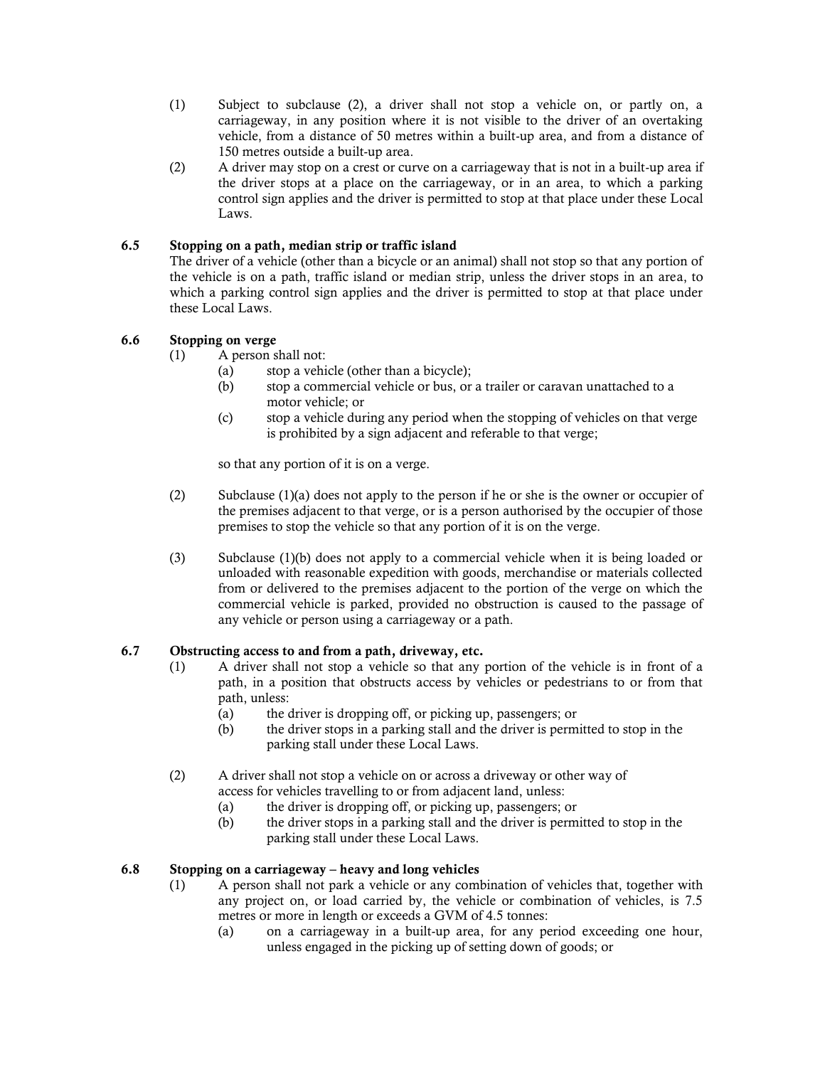(1) Subject to subclause (2), a driver shall not stop a vehicle on, or partly on, a carriageway, in any position where it is not visible to the driver of an overtaking vehicle, from a distance of 50 metres within a built-up area, and from a distance of 150 metres outside a built-up area.

(2) A driver may stop on a crest or curve on a carriageway that is not in a built-up area if the driver stops at a place on the carriageway, or in an area, to which a parking control sign applies and the driver is permitted to stop at that place under these Local Laws.

### 6.5 Stopping on a path, median strip or traffic island

The driver of a vehicle (other than a bicycle or an animal) shall not stop so that any portion of the vehicle is on a path, traffic island or median strip, unless the driver stops in an area, to which a parking control sign applies and the driver is permitted to stop at that place under these Local Laws.

### 6.6 Stopping on verge

(1) A person shall not:

- (a) stop a vehicle (other than a bicycle);
- (b) stop a commercial vehicle or bus, or a trailer or caravan unattached to a motor vehicle; or
- (c) stop a vehicle during any period when the stopping of vehicles on that verge is prohibited by a sign adjacent and referable to that verge;

so that any portion of it is on a verge.

(2) Subclause (1)(a) does not apply to the person if he or she is the owner or occupier of the premises adjacent to that verge, or is a person authorised by the occupier of those premises to stop the vehicle so that any portion of it is on the verge.

(3) Subclause (1)(b) does not apply to a commercial vehicle when it is being loaded or unloaded with reasonable expedition with goods, merchandise or materials collected from or delivered to the premises adjacent to the portion of the verge on which the commercial vehicle is parked, provided no obstruction is caused to the passage of any vehicle or person using a carriageway or a path.

### 6.7 Obstructing access to and from a path, driveway, etc.

(1) A driver shall not stop a vehicle so that any portion of the vehicle is in front of a path, in a position that obstructs access by vehicles or pedestrians to or from that path, unless:

- (a) the driver is dropping off, or picking up, passengers; or
- (b) the driver stops in a parking stall and the driver is permitted to stop in the parking stall under these Local Laws.

(2) A driver shall not stop a vehicle on or across a driveway or other way of access for vehicles travelling to or from adjacent land, unless:

- (a) the driver is dropping off, or picking up, passengers; or
- (b) the driver stops in a parking stall and the driver is permitted to stop in the parking stall under these Local Laws.

### 6.8 Stopping on a carriageway – heavy and long vehicles

(1) A person shall not park a vehicle or any combination of vehicles that, together with any project on, or load carried by, the vehicle or combination of vehicles, is 7.5 metres or more in length or exceeds a GVM of 4.5 tonnes:

- (a) on a carriageway in a built-up area, for any period exceeding one hour, unless engaged in the picking up of setting down of goods; or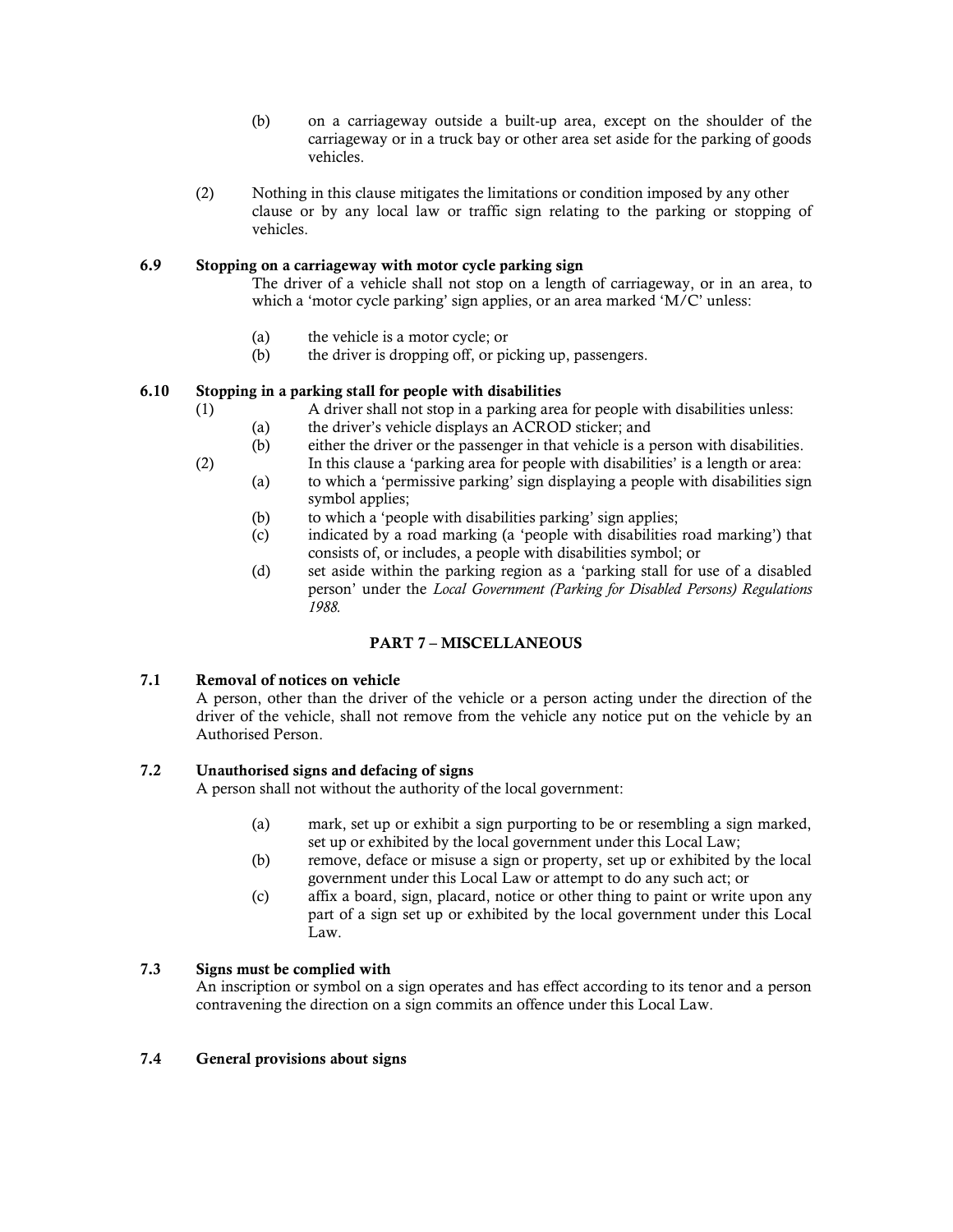(b) on a carriageway outside a built-up area, except on the shoulder of the carriageway or in a truck bay or other area set aside for the parking of goods vehicles.

(2) Nothing in this clause mitigates the limitations or condition imposed by any other clause or by any local law or traffic sign relating to the parking or stopping of vehicles.

**6.9 Stopping on a carriageway with motor cycle parking sign**

The driver of a vehicle shall not stop on a length of carriageway, or in an area, to which a 'motor cycle parking' sign applies, or an area marked 'M/C' unless:

(a) the vehicle is a motor cycle; or
(b) the driver is dropping off, or picking up, passengers.

**6.10 Stopping in a parking stall for people with disabilities**

(1) A driver shall not stop in a parking area for people with disabilities unless:
(a) the driver's vehicle displays an ACROD sticker; and
(b) either the driver or the passenger in that vehicle is a person with disabilities.

(2) In this clause a 'parking area for people with disabilities' is a length or area:
(a) to which a 'permissive parking' sign displaying a people with disabilities sign symbol applies;
(b) to which a 'people with disabilities parking' sign applies;
(c) indicated by a road marking (a 'people with disabilities road marking') that consists of, or includes, a people with disabilities symbol; or
(d) set aside within the parking region as a 'parking stall for use of a disabled person' under the *Local Government (Parking for Disabled Persons) Regulations 1988.*

## PART 7 – MISCELLANEOUS

**7.1 Removal of notices on vehicle**

A person, other than the driver of the vehicle or a person acting under the direction of the driver of the vehicle, shall not remove from the vehicle any notice put on the vehicle by an Authorised Person.

**7.2 Unauthorised signs and defacing of signs**

A person shall not without the authority of the local government:

(a) mark, set up or exhibit a sign purporting to be or resembling a sign marked, set up or exhibited by the local government under this Local Law;
(b) remove, deface or misuse a sign or property, set up or exhibited by the local government under this Local Law or attempt to do any such act; or
(c) affix a board, sign, placard, notice or other thing to paint or write upon any part of a sign set up or exhibited by the local government under this Local Law.

**7.3 Signs must be complied with**

An inscription or symbol on a sign operates and has effect according to its tenor and a person contravening the direction on a sign commits an offence under this Local Law.

**7.4 General provisions about signs**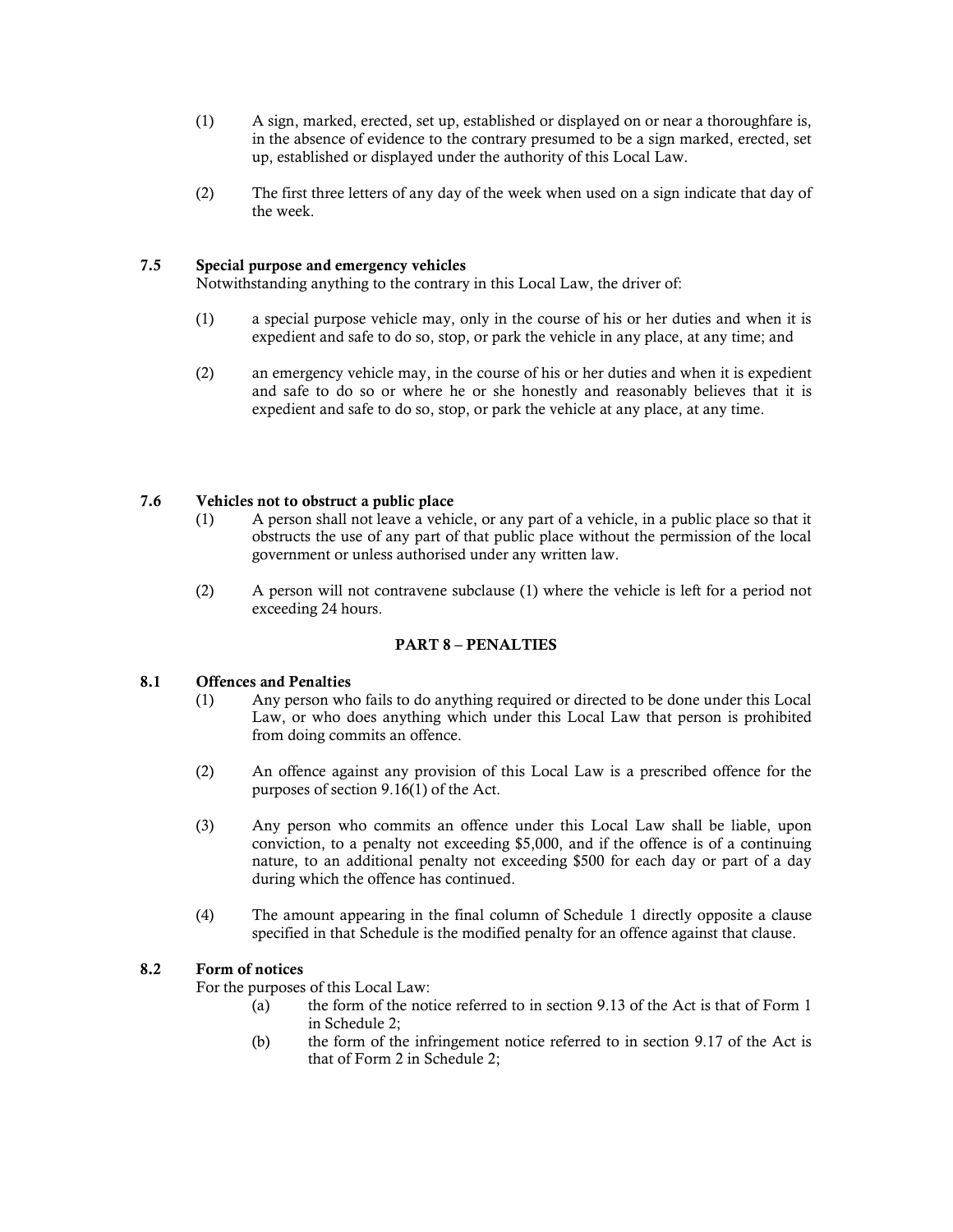(1) A sign, marked, erected, set up, established or displayed on or near a thoroughfare is, in the absence of evidence to the contrary presumed to be a sign marked, erected, set up, established or displayed under the authority of this Local Law.

(2) The first three letters of any day of the week when used on a sign indicate that day of the week.

**7.5 Special purpose and emergency vehicles**

Notwithstanding anything to the contrary in this Local Law, the driver of:

(1) a special purpose vehicle may, only in the course of his or her duties and when it is expedient and safe to do so, stop, or park the vehicle in any place, at any time; and

(2) an emergency vehicle may, in the course of his or her duties and when it is expedient and safe to do so or where he or she honestly and reasonably believes that it is expedient and safe to do so, stop, or park the vehicle at any place, at any time.

**7.6 Vehicles not to obstruct a public place**

(1) A person shall not leave a vehicle, or any part of a vehicle, in a public place so that it obstructs the use of any part of that public place without the permission of the local government or unless authorised under any written law.

(2) A person will not contravene subclause (1) where the vehicle is left for a period not exceeding 24 hours.

## PART 8 – PENALTIES

**8.1 Offences and Penalties**

(1) Any person who fails to do anything required or directed to be done under this Local Law, or who does anything which under this Local Law that person is prohibited from doing commits an offence.

(2) An offence against any provision of this Local Law is a prescribed offence for the purposes of section 9.16(1) of the Act.

(3) Any person who commits an offence under this Local Law shall be liable, upon conviction, to a penalty not exceeding $5,000, and if the offence is of a continuing nature, to an additional penalty not exceeding $500 for each day or part of a day during which the offence has continued.

(4) The amount appearing in the final column of Schedule 1 directly opposite a clause specified in that Schedule is the modified penalty for an offence against that clause.

**8.2 Form of notices**

For the purposes of this Local Law:

(a) the form of the notice referred to in section 9.13 of the Act is that of Form 1 in Schedule 2;

(b) the form of the infringement notice referred to in section 9.17 of the Act is that of Form 2 in Schedule 2;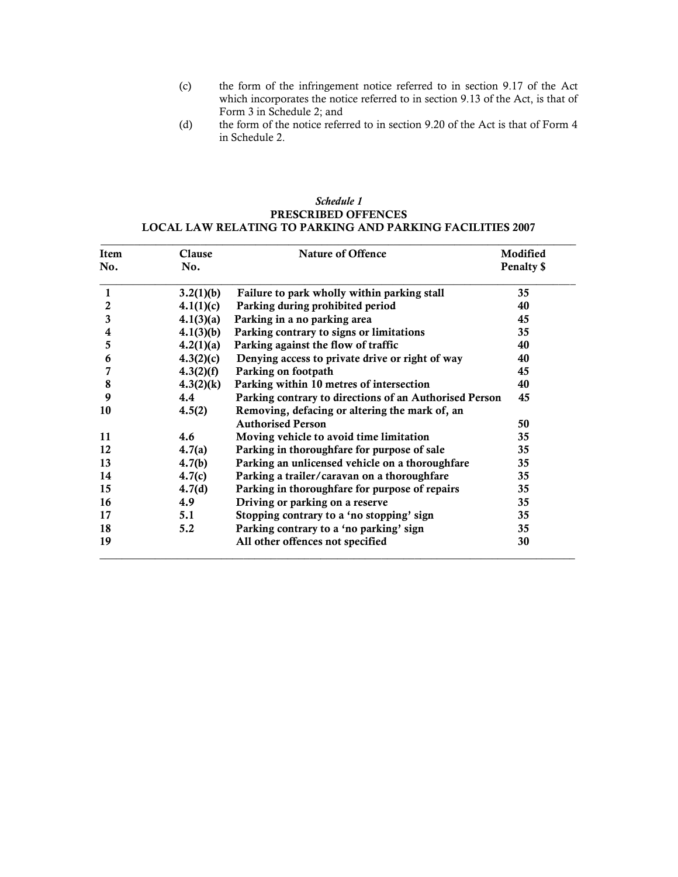(c) the form of the infringement notice referred to in section 9.17 of the Act which incorporates the notice referred to in section 9.13 of the Act, is that of Form 3 in Schedule 2; and

(d) the form of the notice referred to in section 9.20 of the Act is that of Form 4 in Schedule 2.

*Schedule 1*

**PRESCRIBED OFFENCES**

**LOCAL LAW RELATING TO PARKING AND PARKING FACILITIES 2007**

| Item No. | Clause No. | Nature of Offence | Modified Penalty $ |
|---|---|---|---|
| 1 | 3.2(1)(b) | Failure to park wholly within parking stall | 35 |
| 2 | 4.1(1)(c) | Parking during prohibited period | 40 |
| 3 | 4.1(3)(a) | Parking in a no parking area | 45 |
| 4 | 4.1(3)(b) | Parking contrary to signs or limitations | 35 |
| 5 | 4.2(1)(a) | Parking against the flow of traffic | 40 |
| 6 | 4.3(2)(c) | Denying access to private drive or right of way | 40 |
| 7 | 4.3(2)(f) | Parking on footpath | 45 |
| 8 | 4.3(2)(k) | Parking within 10 metres of intersection | 40 |
| 9 | 4.4 | Parking contrary to directions of an Authorised Person | 45 |
| 10 | 4.5(2) | Removing, defacing or altering the mark of, an Authorised Person | 50 |
| 11 | 4.6 | Moving vehicle to avoid time limitation | 35 |
| 12 | 4.7(a) | Parking in thoroughfare for purpose of sale | 35 |
| 13 | 4.7(b) | Parking an unlicensed vehicle on a thoroughfare | 35 |
| 14 | 4.7(c) | Parking a trailer/caravan on a thoroughfare | 35 |
| 15 | 4.7(d) | Parking in thoroughfare for purpose of repairs | 35 |
| 16 | 4.9 | Driving or parking on a reserve | 35 |
| 17 | 5.1 | Stopping contrary to a 'no stopping' sign | 35 |
| 18 | 5.2 | Parking contrary to a 'no parking' sign | 35 |
| 19 | | All other offences not specified | 30 |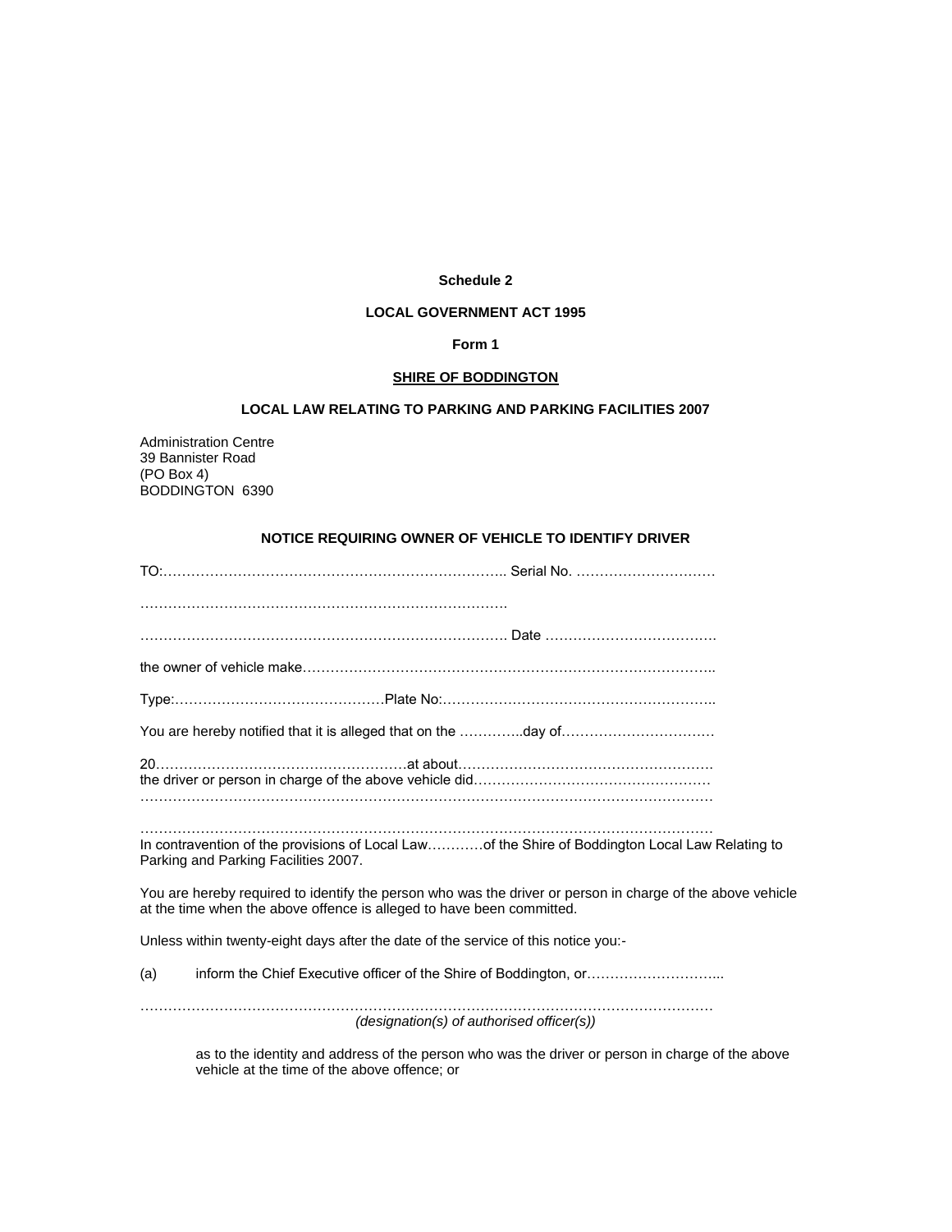**Schedule 2**

**LOCAL GOVERNMENT ACT 1995**

**Form 1**

**SHIRE OF BODDINGTON**

**LOCAL LAW RELATING TO PARKING AND PARKING FACILITIES 2007**

Administration Centre
39 Bannister Road
(PO Box 4)
BODDINGTON 6390

**NOTICE REQUIRING OWNER OF VEHICLE TO IDENTIFY DRIVER**

TO:………………………………………………………………….. Serial No. …………………………

……………………………………………………………………….

………………………………………………………………………. Date ……………………………….

the owner of vehicle make…………………………………………………………………………..

Type:………………………………………Plate No:…………………………………………………..

You are hereby notified that it is alleged that on the …………..day of……………………………

20………………………………………………at about……………………………………………….
the driver or person in charge of the above vehicle did……………………………………………
……………………………………………………………………………………………………………

……………………………………………………………………………………………………………
In contravention of the provisions of Local Law…………of the Shire of Boddington Local Law Relating to Parking and Parking Facilities 2007.

You are hereby required to identify the person who was the driver or person in charge of the above vehicle at the time when the above offence is alleged to have been committed.

Unless within twenty-eight days after the date of the service of this notice you:-

(a) inform the Chief Executive officer of the Shire of Boddington, or………………………...

……………………………………………………………………………………………………………
*(designation(s) of authorised officer(s))*

as to the identity and address of the person who was the driver or person in charge of the above vehicle at the time of the above offence; or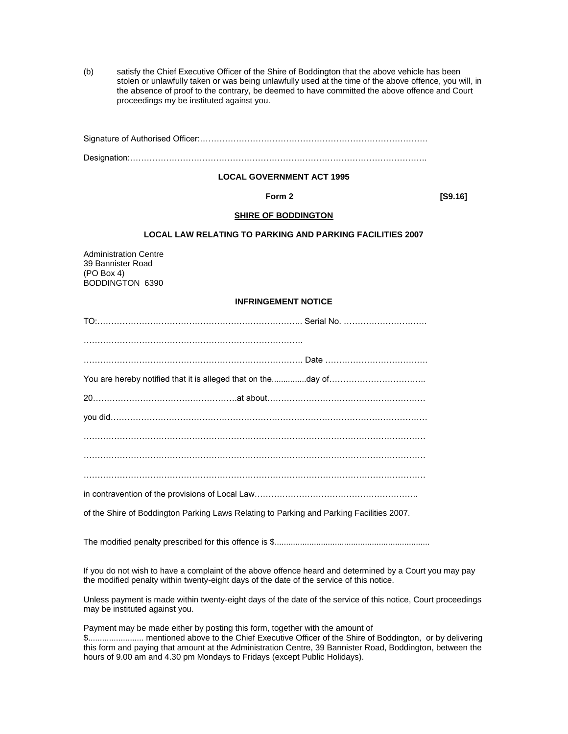(b) satisfy the Chief Executive Officer of the Shire of Boddington that the above vehicle has been stolen or unlawfully taken or was being unlawfully used at the time of the above offence, you will, in the absence of proof to the contrary, be deemed to have committed the above offence and Court proceedings my be instituted against you.

Signature of Authorised Officer:…………………………………………………………………………

Designation:……………………………………………………………………………………………..

**LOCAL GOVERNMENT ACT 1995**

**Form 2** **[S9.16]**

**SHIRE OF BODDINGTON**

**LOCAL LAW RELATING TO PARKING AND PARKING FACILITIES 2007**

Administration Centre
39 Bannister Road
(PO Box 4)
BODDINGTON 6390

**INFRINGEMENT NOTICE**

TO:………………………………………………………………….. Serial No. …………………………

…………………………………………………………………….

……………………………………………………………………. Date ……………………………….

You are hereby notified that it is alleged that on the...............day of……………………………..

20……………………………………………at about…………………………………………………

you did…………………………………………………………………………………………………

…………………………………………………………………………………………………………

…………………………………………………………………………………………………………

…………………………………………………………………………………………………………

in contravention of the provisions of Local Law…………………………………………………..

of the Shire of Boddington Parking Laws Relating to Parking and Parking Facilities 2007.

The modified penalty prescribed for this offence is $...................................................................

If you do not wish to have a complaint of the above offence heard and determined by a Court you may pay the modified penalty within twenty-eight days of the date of the service of this notice.

Unless payment is made within twenty-eight days of the date of the service of this notice, Court proceedings may be instituted against you.

Payment may be made either by posting this form, together with the amount of $........................ mentioned above to the Chief Executive Officer of the Shire of Boddington, or by delivering this form and paying that amount at the Administration Centre, 39 Bannister Road, Boddington, between the hours of 9.00 am and 4.30 pm Mondays to Fridays (except Public Holidays).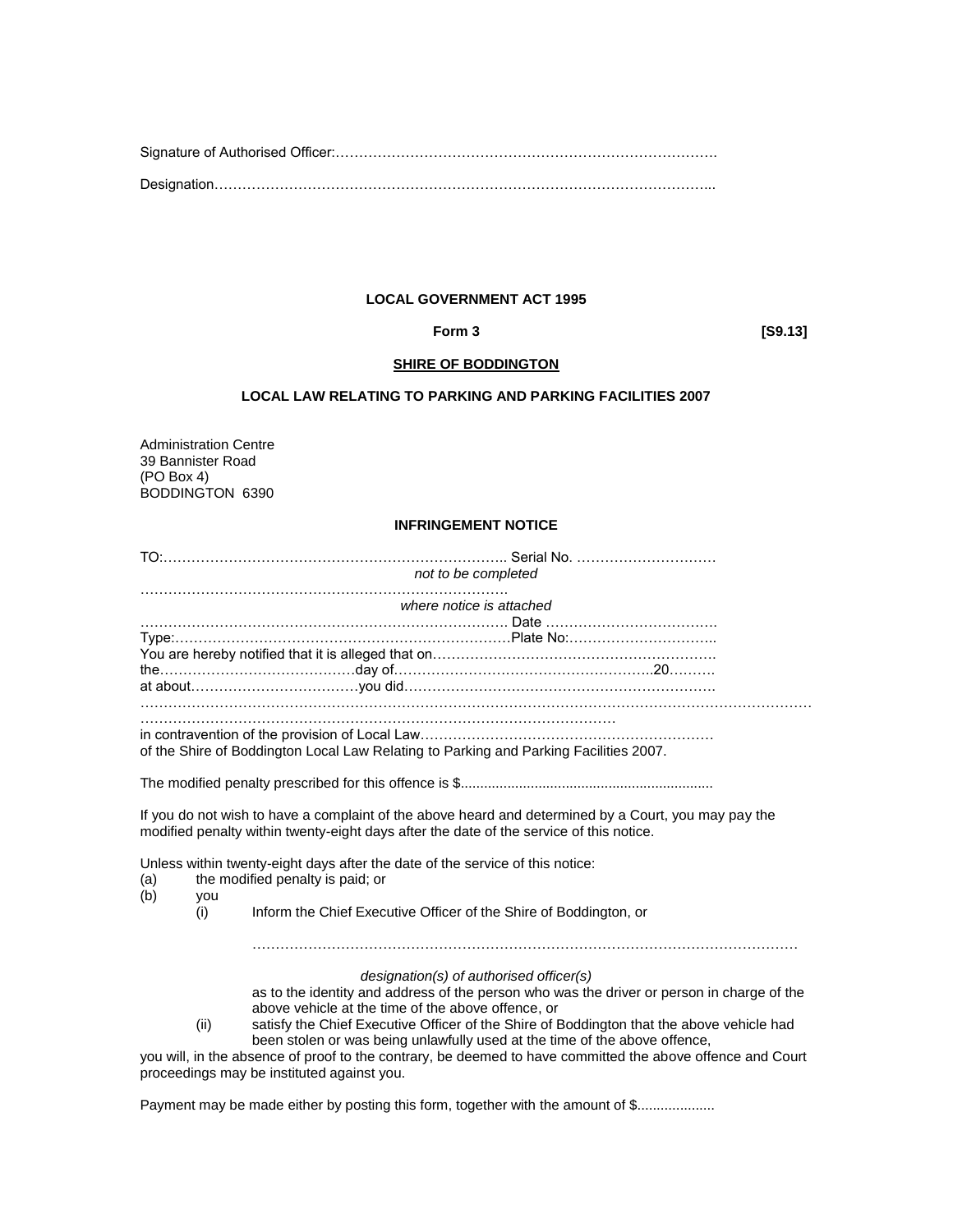Signature of Authorised Officer:…………………………………………………………………………

Designation……………………………………………………………………………………………...

**LOCAL GOVERNMENT ACT 1995**

**Form 3** **[S9.13]**

**SHIRE OF BODDINGTON**

**LOCAL LAW RELATING TO PARKING AND PARKING FACILITIES 2007**

Administration Centre
39 Bannister Road
(PO Box 4)
BODDINGTON 6390

**INFRINGEMENT NOTICE**

TO:……………………………………………………………….. Serial No. …………………………
*not to be completed*
…………………………………………………………………….
*where notice is attached*
……………………………………………………………………. Date ……………………………….
Type:……………………………………………………………Plate No:…………………………..
You are hereby notified that it is alleged that on…………………………………………………….
the……………………………………day of………………………………………………..20……….
at about………………………………you did………………………………………………………….
……………………………………………………………………………………………………………………
…………………………………………………………………………………………
in contravention of the provision of Local Law……………………………………………………
of the Shire of Boddington Local Law Relating to Parking and Parking Facilities 2007.

The modified penalty prescribed for this offence is $................................................................

If you do not wish to have a complaint of the above heard and determined by a Court, you may pay the modified penalty within twenty-eight days after the date of the service of this notice.

Unless within twenty-eight days after the date of the service of this notice:

(a) the modified penalty is paid; or
(b) you
 (i) Inform the Chief Executive Officer of the Shire of Boddington, or

 …………………………………………………………………………………………………

 *designation(s) of authorised officer(s)*

 as to the identity and address of the person who was the driver or person in charge of the above vehicle at the time of the above offence, or
 (ii) satisfy the Chief Executive Officer of the Shire of Boddington that the above vehicle had been stolen or was being unlawfully used at the time of the above offence,

you will, in the absence of proof to the contrary, be deemed to have committed the above offence and Court proceedings may be instituted against you.

Payment may be made either by posting this form, together with the amount of $...................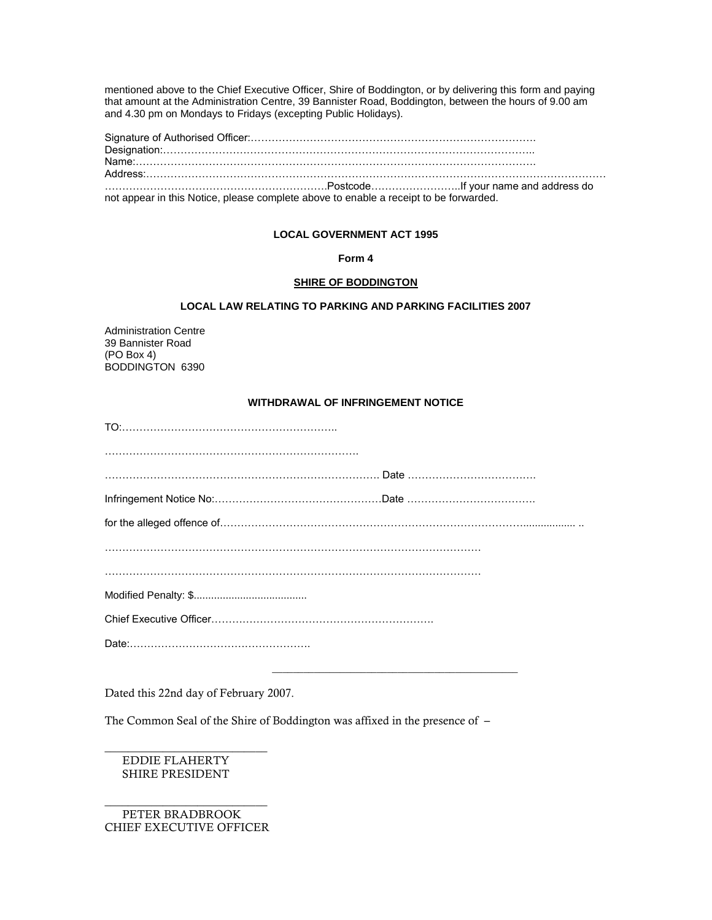mentioned above to the Chief Executive Officer, Shire of Boddington, or by delivering this form and paying that amount at the Administration Centre, 39 Bannister Road, Boddington, between the hours of 9.00 am and 4.30 pm on Mondays to Fridays (excepting Public Holidays).

Signature of Authorised Officer:……………………………………………………………………….
Designation:……………………………………………………………………………………………..
Name:…………………………………………………………………………………………………….
Address:……………………………………………………………………………………………………………………
……………………………………………………….Postcode……………………..If your name and address do not appear in this Notice, please complete above to enable a receipt to be forwarded.

**LOCAL GOVERNMENT ACT 1995**

**Form 4**

**SHIRE OF BODDINGTON**

**LOCAL LAW RELATING TO PARKING AND PARKING FACILITIES 2007**

Administration Centre
39 Bannister Road
(PO Box 4)
BODDINGTON 6390

**WITHDRAWAL OF INFRINGEMENT NOTICE**

TO:……………………………………………………..

……………………………………………………………….

……………………………………………………………………. Date ……………………………….

Infringement Notice No:…………………………………………Date ……………………………….

for the alleged offence of……………………………………………………………………………................. ..

……………………………………………………………………………………………

……………………………………………………………………………………………

Modified Penalty: $......................................

Chief Executive Officer……………………………………………………….

Date:…………………………………………….

---

Dated this 22nd day of February 2007.

The Common Seal of the Shire of Boddington was affixed in the presence of –

EDDIE FLAHERTY
SHIRE PRESIDENT

PETER BRADBROOK
CHIEF EXECUTIVE OFFICER